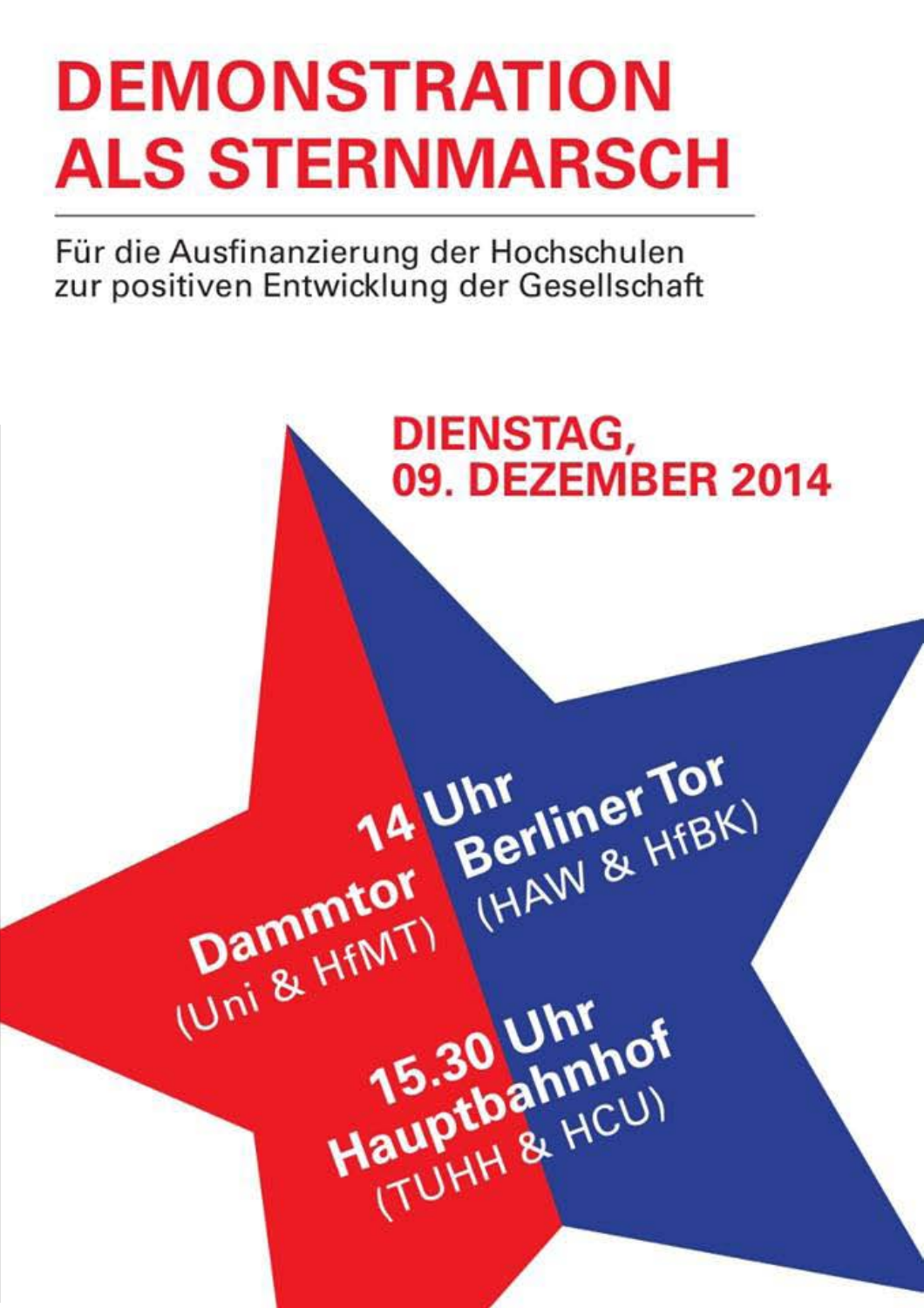# DEMONSTRATION ALS STERNMARSCH

Für die Ausfinanzierung der Hochschulen zur positiven Entwicklung der Gesellschaft

## DIENSTAG, 09. DEZEMBER 2014

**14 Uhr**

**Dammtor** (Uni & HfMT)

**Berliner Tor** (HAW & HfBK)

**15.30 Uhr**

**Hauptbahnhof** (TUHH & HCU)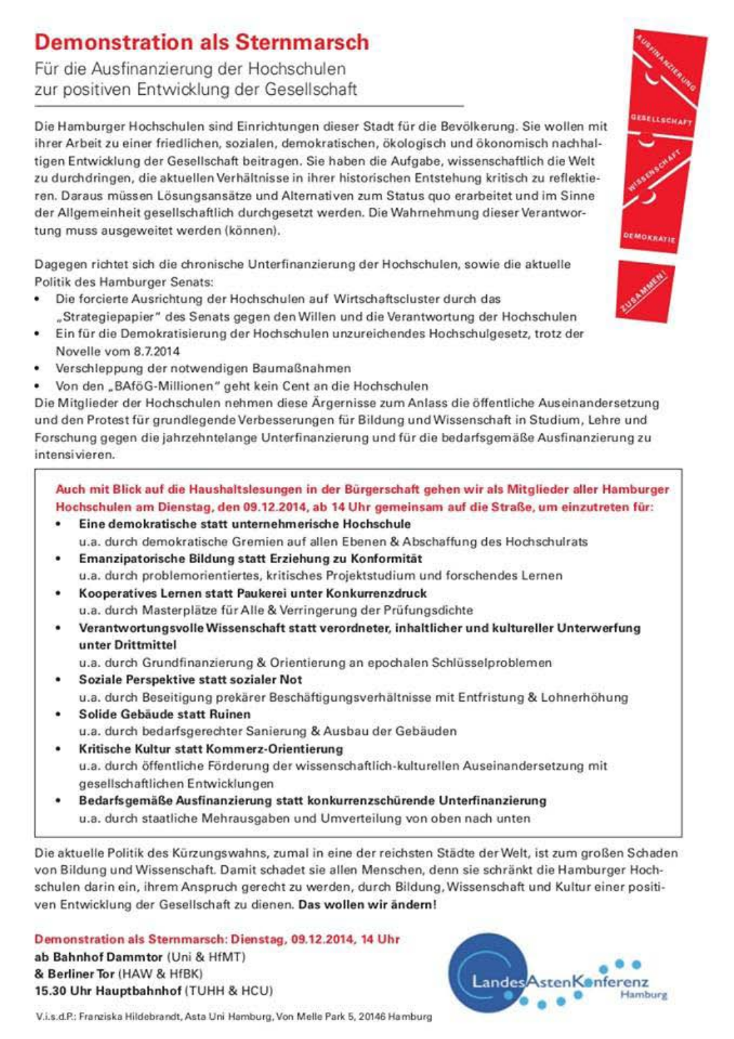# Demonstration als Sternmarsch

## Für die Ausfinanzierung der Hochschulen zur positiven Entwicklung der Gesellschaft

AUSFINANZIERUNG
GESELLSCHAFT
WISSENSCHAFT
DEMOKRATIE
ZUSAMMEN!

Die Hamburger Hochschulen sind Einrichtungen dieser Stadt für die Bevölkerung. Sie wollen mit ihrer Arbeit zu einer friedlichen, sozialen, demokratischen, ökologisch und ökonomisch nachhaltigen Entwicklung der Gesellschaft beitragen. Sie haben die Aufgabe, wissenschaftlich die Welt zu durchdringen, die aktuellen Verhältnisse in ihrer historischen Entstehung kritisch zu reflektieren. Daraus müssen Lösungsansätze und Alternativen zum Status quo erarbeitet und im Sinne der Allgemeinheit gesellschaftlich durchgesetzt werden. Die Wahrnehmung dieser Verantwortung muss ausgeweitet werden (können).

Dagegen richtet sich die chronische Unterfinanzierung der Hochschulen, sowie die aktuelle Politik des Hamburger Senats:

- Die forcierte Ausrichtung der Hochschulen auf Wirtschaftscluster durch das „Strategiepapier" des Senats gegen den Willen und die Verantwortung der Hochschulen
- Ein für die Demokratisierung der Hochschulen unzureichendes Hochschulgesetz, trotz der Novelle vom 8.7.2014
- Verschleppung der notwendigen Baumaßnahmen
- Von den „BAföG-Millionen" geht kein Cent an die Hochschulen

Die Mitglieder der Hochschulen nehmen diese Ärgernisse zum Anlass die öffentliche Auseinandersetzung und den Protest für grundlegende Verbesserungen für Bildung und Wissenschaft in Studium, Lehre und Forschung gegen die jahrzehntelange Unterfinanzierung und für die bedarfsgemäße Ausfinanzierung zu intensivieren.

**Auch mit Blick auf die Haushaltslesungen in der Bürgerschaft gehen wir als Mitglieder aller Hamburger Hochschulen am Dienstag, den 09.12.2014, ab 14 Uhr gemeinsam auf die Straße, um einzutreten für:**

- **Eine demokratische statt unternehmerische Hochschule**
  u.a. durch demokratische Gremien auf allen Ebenen & Abschaffung des Hochschulrats
- **Emanzipatorische Bildung statt Erziehung zu Konformität**
  u.a. durch problemorientiertes, kritisches Projektstudium und forschendes Lernen
- **Kooperatives Lernen statt Paukerei unter Konkurrenzdruck**
  u.a. durch Masterplätze für Alle & Verringerung der Prüfungsdichte
- **Verantwortungsvolle Wissenschaft statt verordneter, inhaltlicher und kultureller Unterwerfung unter Drittmittel**
  u.a. durch Grundfinanzierung & Orientierung an epochalen Schlüsselproblemen
- **Soziale Perspektive statt sozialer Not**
  u.a. durch Beseitigung prekärer Beschäftigungsverhältnisse mit Entfristung & Lohnerhöhung
- **Solide Gebäude statt Ruinen**
  u.a. durch bedarfsgerechter Sanierung & Ausbau der Gebäuden
- **Kritische Kultur statt Kommerz-Orientierung**
  u.a. durch öffentliche Förderung der wissenschaftlich-kulturellen Auseinandersetzung mit gesellschaftlichen Entwicklungen
- **Bedarfsgemäße Ausfinanzierung statt konkurrenzschürende Unterfinanzierung**
  u.a. durch staatliche Mehrausgaben und Umverteilung von oben nach unten

Die aktuelle Politik des Kürzungswahns, zumal in eine der reichsten Städte der Welt, ist zum großen Schaden von Bildung und Wissenschaft. Damit schadet sie allen Menschen, denn sie schränkt die Hamburger Hochschulen darin ein, ihrem Anspruch gerecht zu werden, durch Bildung, Wissenschaft und Kultur einer positiven Entwicklung der Gesellschaft zu dienen. **Das wollen wir ändern!**

**Demonstration als Sternmarsch: Dienstag, 09.12.2014, 14 Uhr**
**ab Bahnhof Dammtor** (Uni & HfMT)
**& Berliner Tor** (HAW & HfBK)
**15.30 Uhr Hauptbahnhof** (TUHH & HCU)

LandesAstenKonferenz Hamburg

V.i.s.d.P.: Franziska Hildebrandt, Asta Uni Hamburg, Von Melle Park 5, 20146 Hamburg